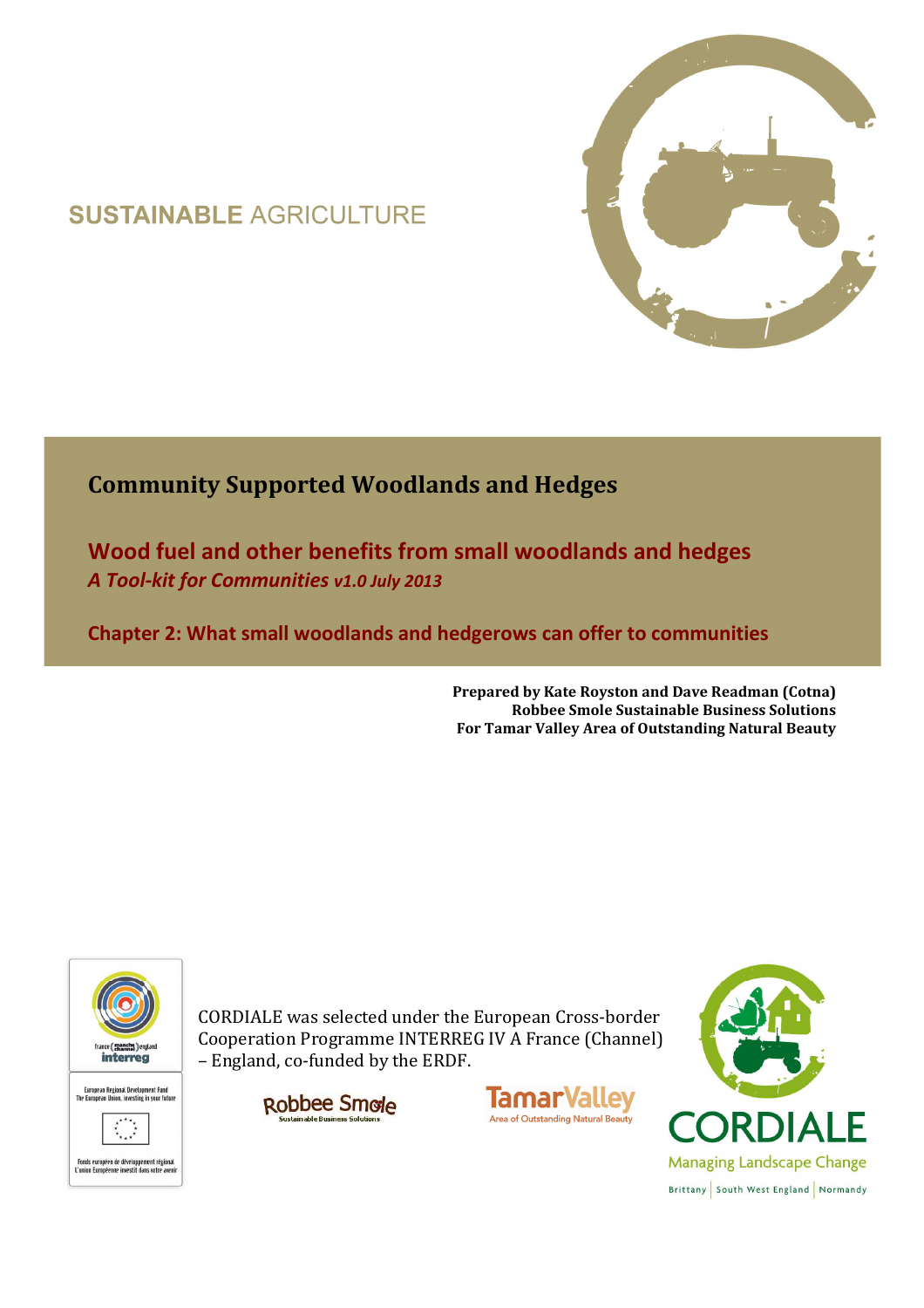SUSTAINABLE AGRICULTURE

# Community Supported Woodlands and Hedges

## Wood fuel and other benefits from small woodlands and hedges

*A Tool-kit for Communities v1.0 July 2013*

## Chapter 2: What small woodlands and hedgerows can offer to communities

**Prepared by Kate Royston and Dave Readman (Cotna)**
**Robbee Smole Sustainable Business Solutions**
**For Tamar Valley Area of Outstanding Natural Beauty**

CORDIALE was selected under the European Cross-border Cooperation Programme INTERREG IV A France (Channel) – England, co-funded by the ERDF.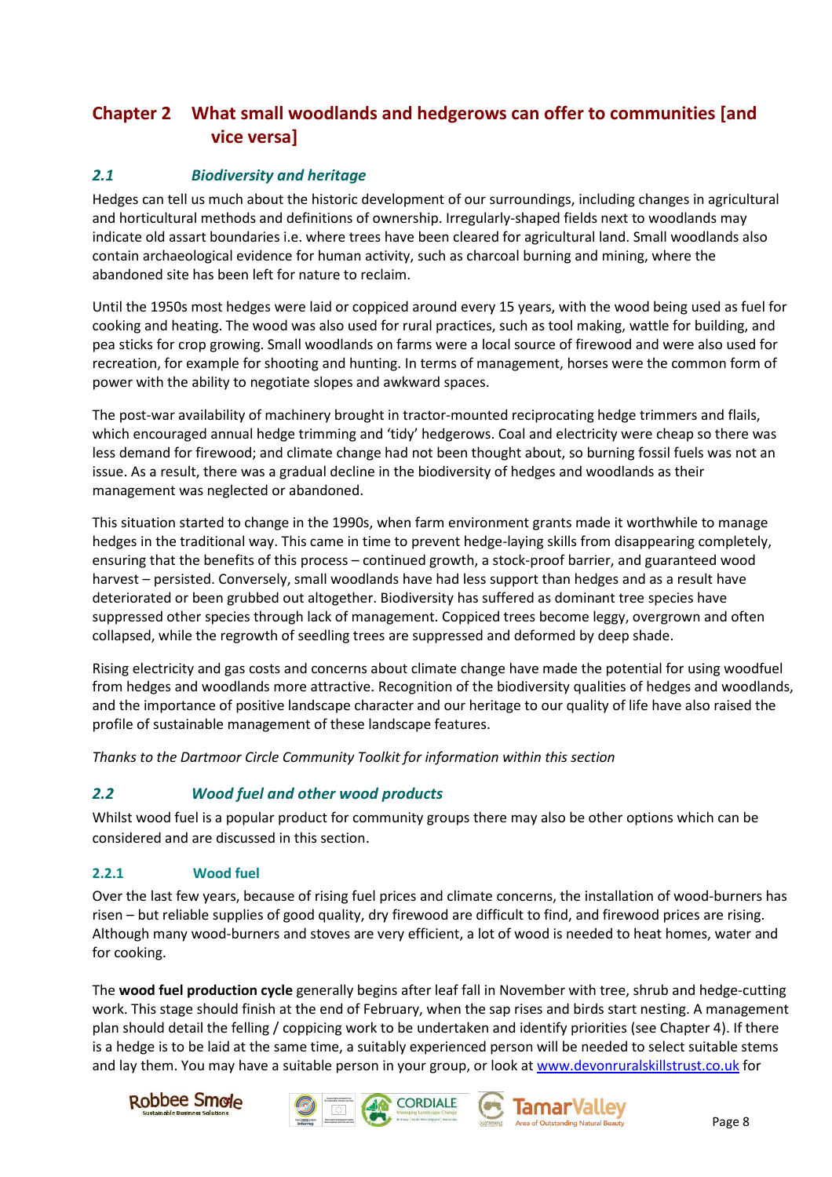# Chapter 2 What small woodlands and hedgerows can offer to communities [and vice versa]

## *2.1 Biodiversity and heritage*

Hedges can tell us much about the historic development of our surroundings, including changes in agricultural and horticultural methods and definitions of ownership. Irregularly-shaped fields next to woodlands may indicate old assart boundaries i.e. where trees have been cleared for agricultural land. Small woodlands also contain archaeological evidence for human activity, such as charcoal burning and mining, where the abandoned site has been left for nature to reclaim.

Until the 1950s most hedges were laid or coppiced around every 15 years, with the wood being used as fuel for cooking and heating. The wood was also used for rural practices, such as tool making, wattle for building, and pea sticks for crop growing. Small woodlands on farms were a local source of firewood and were also used for recreation, for example for shooting and hunting. In terms of management, horses were the common form of power with the ability to negotiate slopes and awkward spaces.

The post-war availability of machinery brought in tractor-mounted reciprocating hedge trimmers and flails, which encouraged annual hedge trimming and 'tidy' hedgerows. Coal and electricity were cheap so there was less demand for firewood; and climate change had not been thought about, so burning fossil fuels was not an issue. As a result, there was a gradual decline in the biodiversity of hedges and woodlands as their management was neglected or abandoned.

This situation started to change in the 1990s, when farm environment grants made it worthwhile to manage hedges in the traditional way. This came in time to prevent hedge-laying skills from disappearing completely, ensuring that the benefits of this process – continued growth, a stock-proof barrier, and guaranteed wood harvest – persisted. Conversely, small woodlands have had less support than hedges and as a result have deteriorated or been grubbed out altogether. Biodiversity has suffered as dominant tree species have suppressed other species through lack of management. Coppiced trees become leggy, overgrown and often collapsed, while the regrowth of seedling trees are suppressed and deformed by deep shade.

Rising electricity and gas costs and concerns about climate change have made the potential for using woodfuel from hedges and woodlands more attractive. Recognition of the biodiversity qualities of hedges and woodlands, and the importance of positive landscape character and our heritage to our quality of life have also raised the profile of sustainable management of these landscape features.

*Thanks to the Dartmoor Circle Community Toolkit for information within this section*

## *2.2 Wood fuel and other wood products*

Whilst wood fuel is a popular product for community groups there may also be other options which can be considered and are discussed in this section.

### 2.2.1 Wood fuel

Over the last few years, because of rising fuel prices and climate concerns, the installation of wood-burners has risen – but reliable supplies of good quality, dry firewood are difficult to find, and firewood prices are rising. Although many wood-burners and stoves are very efficient, a lot of wood is needed to heat homes, water and for cooking.

The **wood fuel production cycle** generally begins after leaf fall in November with tree, shrub and hedge-cutting work. This stage should finish at the end of February, when the sap rises and birds start nesting. A management plan should detail the felling / coppicing work to be undertaken and identify priorities (see Chapter 4). If there is a hedge is to be laid at the same time, a suitably experienced person will be needed to select suitable stems and lay them. You may have a suitable person in your group, or look at www.devonruralskillstrust.co.uk for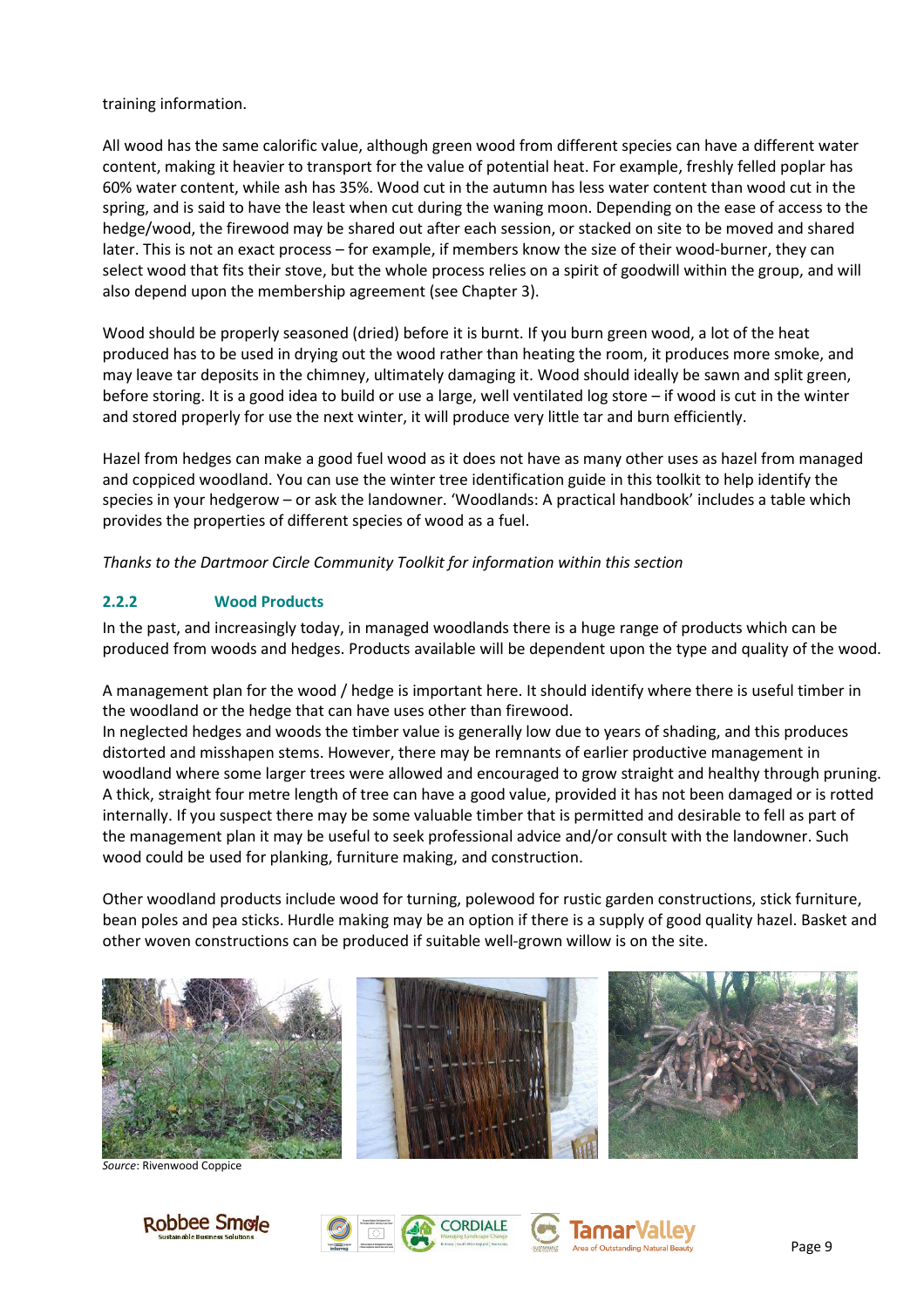training information.

All wood has the same calorific value, although green wood from different species can have a different water content, making it heavier to transport for the value of potential heat. For example, freshly felled poplar has 60% water content, while ash has 35%. Wood cut in the autumn has less water content than wood cut in the spring, and is said to have the least when cut during the waning moon. Depending on the ease of access to the hedge/wood, the firewood may be shared out after each session, or stacked on site to be moved and shared later. This is not an exact process – for example, if members know the size of their wood-burner, they can select wood that fits their stove, but the whole process relies on a spirit of goodwill within the group, and will also depend upon the membership agreement (see Chapter 3).

Wood should be properly seasoned (dried) before it is burnt. If you burn green wood, a lot of the heat produced has to be used in drying out the wood rather than heating the room, it produces more smoke, and may leave tar deposits in the chimney, ultimately damaging it. Wood should ideally be sawn and split green, before storing. It is a good idea to build or use a large, well ventilated log store – if wood is cut in the winter and stored properly for use the next winter, it will produce very little tar and burn efficiently.

Hazel from hedges can make a good fuel wood as it does not have as many other uses as hazel from managed and coppiced woodland. You can use the winter tree identification guide in this toolkit to help identify the species in your hedgerow – or ask the landowner. 'Woodlands: A practical handbook' includes a table which provides the properties of different species of wood as a fuel.

*Thanks to the Dartmoor Circle Community Toolkit for information within this section*

### 2.2.2 Wood Products

In the past, and increasingly today, in managed woodlands there is a huge range of products which can be produced from woods and hedges. Products available will be dependent upon the type and quality of the wood.

A management plan for the wood / hedge is important here. It should identify where there is useful timber in the woodland or the hedge that can have uses other than firewood.
In neglected hedges and woods the timber value is generally low due to years of shading, and this produces distorted and misshapen stems. However, there may be remnants of earlier productive management in woodland where some larger trees were allowed and encouraged to grow straight and healthy through pruning. A thick, straight four metre length of tree can have a good value, provided it has not been damaged or is rotted internally. If you suspect there may be some valuable timber that is permitted and desirable to fell as part of the management plan it may be useful to seek professional advice and/or consult with the landowner. Such wood could be used for planking, furniture making, and construction.

Other woodland products include wood for turning, polewood for rustic garden constructions, stick furniture, bean poles and pea sticks. Hurdle making may be an option if there is a supply of good quality hazel. Basket and other woven constructions can be produced if suitable well-grown willow is on the site.

*Source*: Rivenwood Coppice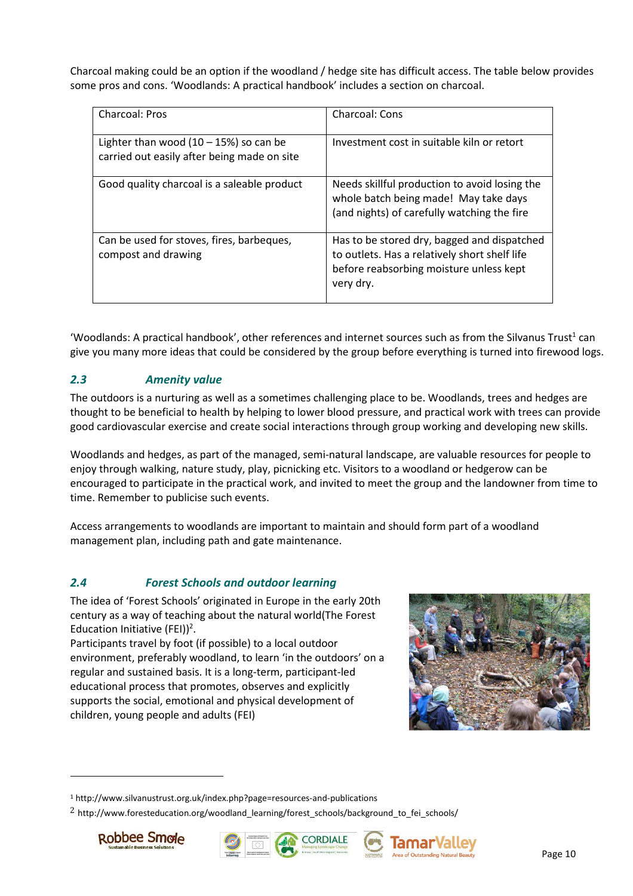Charcoal making could be an option if the woodland / hedge site has difficult access. The table below provides some pros and cons. 'Woodlands: A practical handbook' includes a section on charcoal.

| Charcoal: Pros | Charcoal: Cons |
|---|---|
| Lighter than wood (10 – 15%) so can be carried out easily after being made on site | Investment cost in suitable kiln or retort |
| Good quality charcoal is a saleable product | Needs skillful production to avoid losing the whole batch being made! May take days (and nights) of carefully watching the fire |
| Can be used for stoves, fires, barbeques, compost and drawing | Has to be stored dry, bagged and dispatched to outlets. Has a relatively short shelf life before reabsorbing moisture unless kept very dry. |

'Woodlands: A practical handbook', other references and internet sources such as from the Silvanus Trust[1] can give you many more ideas that could be considered by the group before everything is turned into firewood logs.

### *2.3 Amenity value*

The outdoors is a nurturing as well as a sometimes challenging place to be. Woodlands, trees and hedges are thought to be beneficial to health by helping to lower blood pressure, and practical work with trees can provide good cardiovascular exercise and create social interactions through group working and developing new skills.

Woodlands and hedges, as part of the managed, semi-natural landscape, are valuable resources for people to enjoy through walking, nature study, play, picnicking etc. Visitors to a woodland or hedgerow can be encouraged to participate in the practical work, and invited to meet the group and the landowner from time to time. Remember to publicise such events.

Access arrangements to woodlands are important to maintain and should form part of a woodland management plan, including path and gate maintenance.

### *2.4 Forest Schools and outdoor learning*

The idea of 'Forest Schools' originated in Europe in the early 20th century as a way of teaching about the natural world(The Forest Education Initiative (FEI))[2].
Participants travel by foot (if possible) to a local outdoor environment, preferably woodland, to learn 'in the outdoors' on a regular and sustained basis. It is a long-term, participant-led educational process that promotes, observes and explicitly supports the social, emotional and physical development of children, young people and adults (FEI)

[1] http://www.silvanustrust.org.uk/index.php?page=resources-and-publications

[2] http://www.foresteducation.org/woodland_learning/forest_schools/background_to_fei_schools/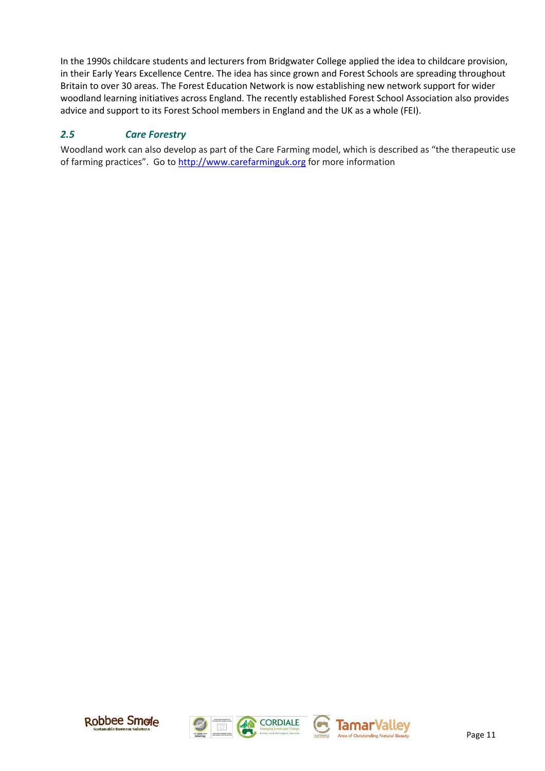In the 1990s childcare students and lecturers from Bridgwater College applied the idea to childcare provision, in their Early Years Excellence Centre. The idea has since grown and Forest Schools are spreading throughout Britain to over 30 areas. The Forest Education Network is now establishing new network support for wider woodland learning initiatives across England. The recently established Forest School Association also provides advice and support to its Forest School members in England and the UK as a whole (FEI).

### *2.5 Care Forestry*

Woodland work can also develop as part of the Care Farming model, which is described as "the therapeutic use of farming practices". Go to [http://www.carefarminguk.org](http://www.carefarminguk.org) for more information